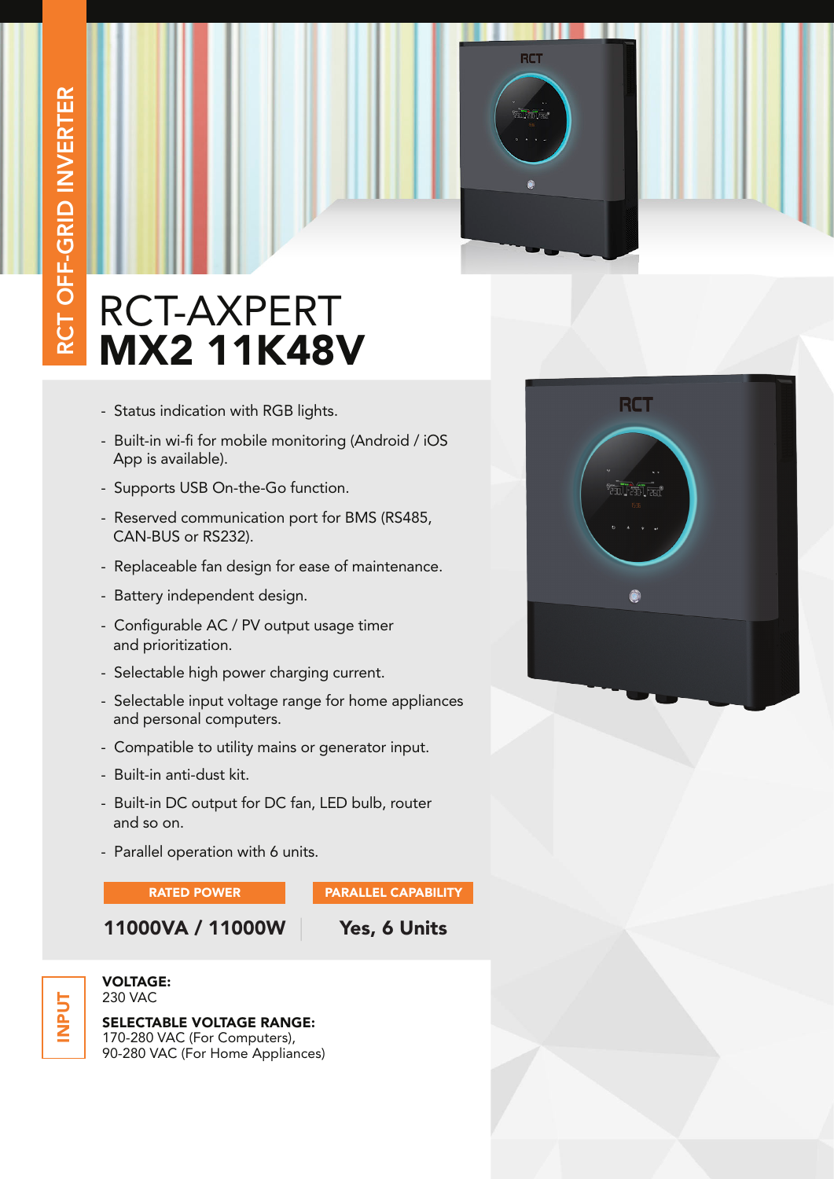RCT OFF-GRID INVERTER

# RCT-AXPERT **MX2 11K48V**

- Status indication with RGB lights.
- Built-in wi-fi for mobile monitoring (Android / iOS App is available).
- Supports USB On-the-Go function.
- Reserved communication port for BMS (RS485, CAN-BUS or RS232).
- Replaceable fan design for ease of maintenance.
- Battery independent design.
- Configurable AC / PV output usage timer and prioritization.
- Selectable high power charging current.
- Selectable input voltage range for home appliances and personal computers.
- Compatible to utility mains or generator input.
- Built-in anti-dust kit.
- Built-in DC output for DC fan, LED bulb, router and so on.
- Parallel operation with 6 units.

| RATED POWER | PARALLEL CAPABILITY |
|---|---|
| **11000VA / 11000W** | **Yes, 6 Units** |

## INPUT

**VOLTAGE:**
230 VAC

**SELECTABLE VOLTAGE RANGE:**
170-280 VAC (For Computers),
90-280 VAC (For Home Appliances)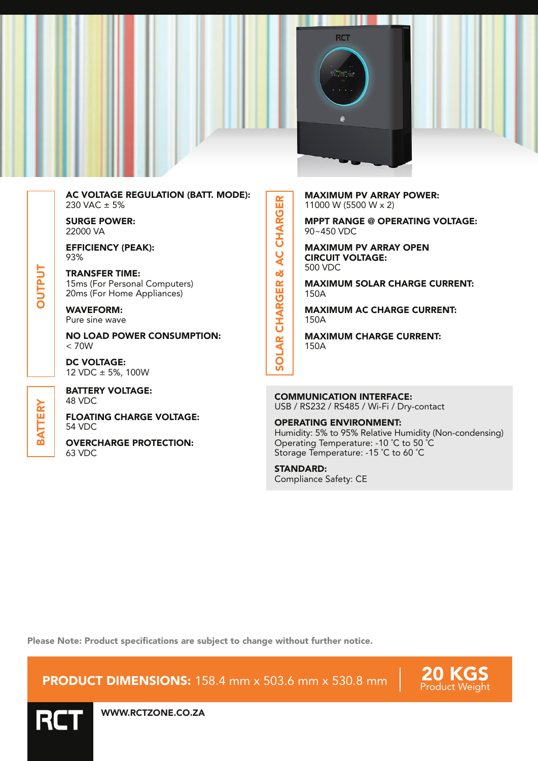## OUTPUT

**AC VOLTAGE REGULATION (BATT. MODE):**
230 VAC ± 5%

**SURGE POWER:**
22000 VA

**EFFICIENCY (PEAK):**
93%

**TRANSFER TIME:**
15ms (For Personal Computers)
20ms (For Home Appliances)

**WAVEFORM:**
Pure sine wave

**NO LOAD POWER CONSUMPTION:**
< 70W

**DC VOLTAGE:**
12 VDC ± 5%, 100W

## BATTERY

**BATTERY VOLTAGE:**
48 VDC

**FLOATING CHARGE VOLTAGE:**
54 VDC

**OVERCHARGE PROTECTION:**
63 VDC

## SOLAR CHARGER & AC CHARGER

**MAXIMUM PV ARRAY POWER:**
11000 W (5500 W x 2)

**MPPT RANGE @ OPERATING VOLTAGE:**
90~450 VDC

**MAXIMUM PV ARRAY OPEN CIRCUIT VOLTAGE:**
500 VDC

**MAXIMUM SOLAR CHARGE CURRENT:**
150A

**MAXIMUM AC CHARGE CURRENT:**
150A

**MAXIMUM CHARGE CURRENT:**
150A

**COMMUNICATION INTERFACE:**
USB / RS232 / RS485 / Wi-Fi / Dry-contact

**OPERATING ENVIRONMENT:**
Humidity: 5% to 95% Relative Humidity (Non-condensing)
Operating Temperature: -10 ˚C to 50 ˚C
Storage Temperature: -15 ˚C to 60 ˚C

**STANDARD:**
Compliance Safety: CE

**Please Note: Product specifications are subject to change without further notice.**

**PRODUCT DIMENSIONS:** 158.4 mm x 503.6 mm x 530.8 mm

**20 KGS**
Product Weight

RCT

**WWW.RCTZONE.CO.ZA**